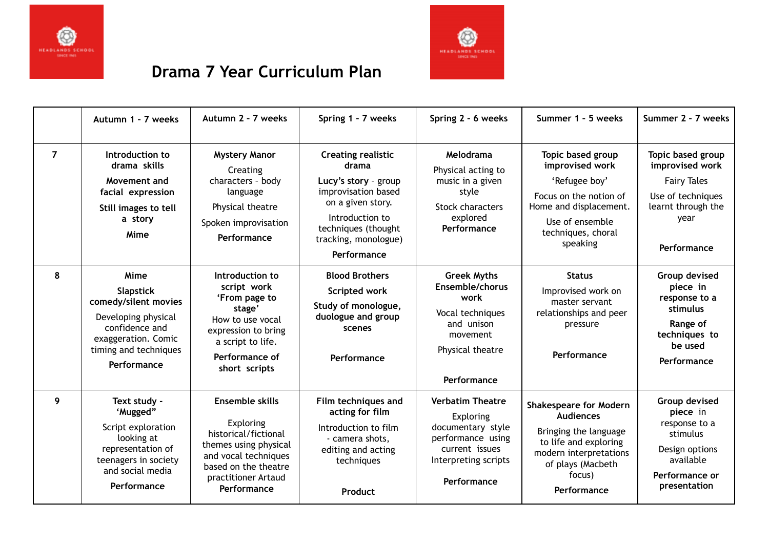# Drama 7 Year Curriculum Plan

| | Autumn 1 - 7 weeks | Autumn 2 - 7 weeks | Spring 1 - 7 weeks | Spring 2 - 6 weeks | Summer 1 - 5 weeks | Summer 2 - 7 weeks |
|---|---|---|---|---|---|---|
| 7 | **Introduction to drama skills**<br>**Movement and facial expression**<br>**Still images to tell a story**<br>**Mime** | **Mystery Manor**<br>Creating characters – body language<br>Physical theatre<br>Spoken improvisation<br>**Performance** | **Creating realistic drama**<br>**Lucy's story** - group improvisation based on a given story.<br>Introduction to techniques (thought tracking, monologue)<br>**Performance** | **Melodrama**<br>Physical acting to music in a given style<br>Stock characters explored<br>**Performance** | **Topic based group improvised work**<br>'Refugee boy'<br>Focus on the notion of Home and displacement.<br>Use of ensemble techniques, choral speaking | **Topic based group improvised work**<br>Fairy Tales<br>Use of techniques learnt through the year<br>**Performance** |
| 8 | **Mime**<br>**Slapstick comedy/silent movies**<br>Developing physical confidence and exaggeration. Comic timing and techniques<br>**Performance** | **Introduction to script work**<br>**'From page to stage'**<br>How to use vocal expression to bring a script to life.<br>**Performance of short scripts** | **Blood Brothers**<br>**Scripted work**<br>**Study of monologue, duologue and group scenes**<br>**Performance** | **Greek Myths Ensemble/chorus work**<br>Vocal techniques and unison movement<br>Physical theatre<br>**Performance** | **Status**<br>Improvised work on master servant relationships and peer pressure<br>**Performance** | **Group devised piece in response to a stimulus**<br>**Range of techniques to be used**<br>**Performance** |
| 9 | **Text study - 'Mugged"**<br>Script exploration looking at representation of teenagers in society and social media<br>**Performance** | **Ensemble skills**<br>Exploring historical/fictional themes using physical and vocal techniques based on the theatre practitioner Artaud<br>**Performance** | **Film techniques and acting for film**<br>Introduction to film - camera shots, editing and acting techniques<br>**Product** | **Verbatim Theatre**<br>Exploring documentary style performance using current issues<br>Interpreting scripts<br>**Performance** | **Shakespeare for Modern Audiences**<br>Bringing the language to life and exploring modern interpretations of plays (Macbeth focus)<br>**Performance** | **Group devised piece in response to a stimulus**<br>Design options available<br>**Performance or presentation** |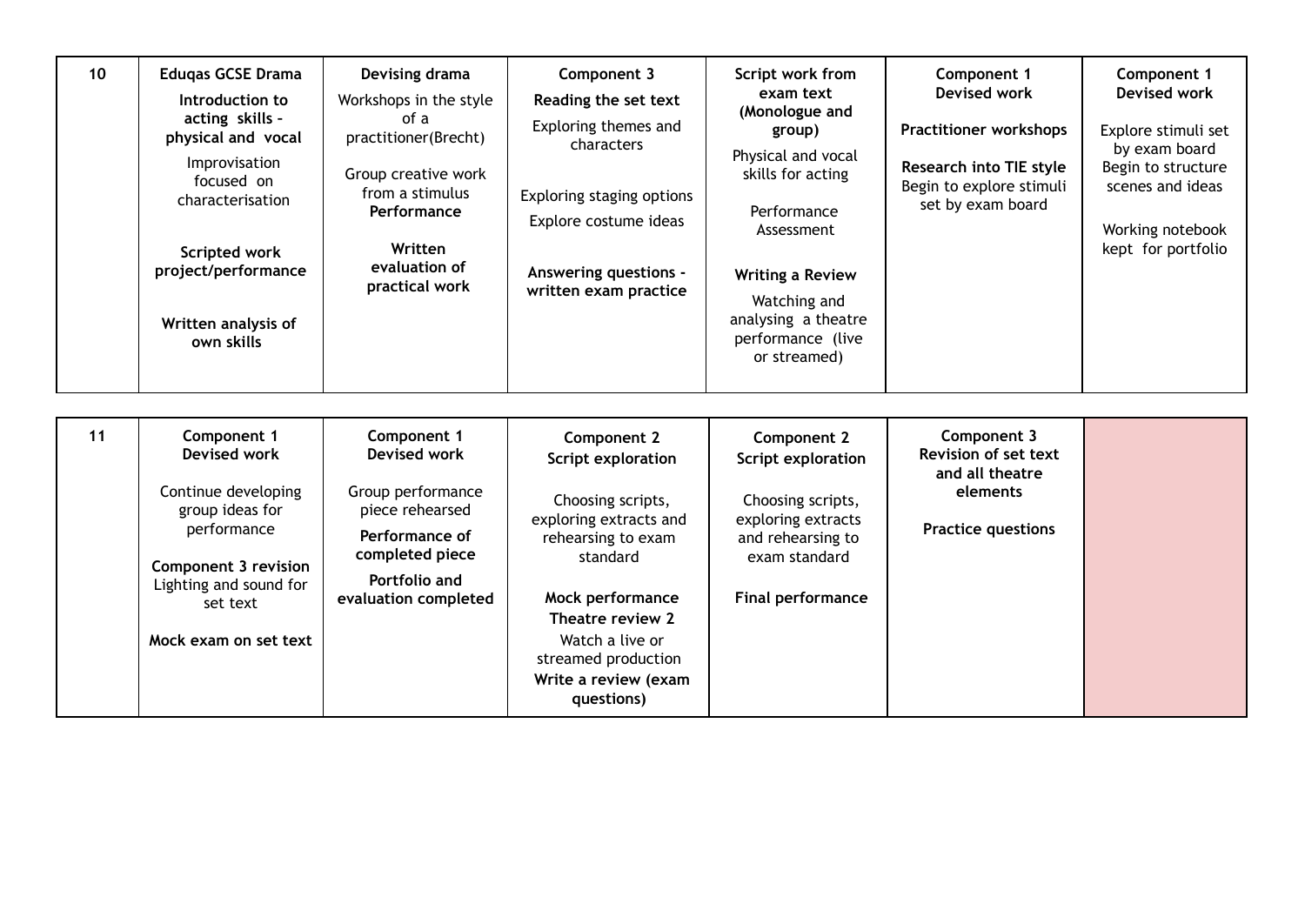| 10 | **Eduqas GCSE Drama**<br>**Introduction to acting skills – physical and vocal**<br>Improvisation focused on characterisation<br><br>**Scripted work project/performance**<br><br>**Written analysis of own skills** | **Devising drama**<br>Workshops in the style of a practitioner(Brecht)<br><br>Group creative work from a stimulus<br>**Performance**<br><br>**Written evaluation of practical work** | **Component 3**<br>**Reading the set text**<br>Exploring themes and characters<br><br>Exploring staging options<br>Explore costume ideas<br><br>**Answering questions - written exam practice** | **Script work from exam text (Monologue and group)**<br>Physical and vocal skills for acting<br><br>Performance Assessment<br><br>**Writing a Review**<br>Watching and analysing a theatre performance (live or streamed) | **Component 1 Devised work**<br><br>**Practitioner workshops**<br><br>**Research into TIE style**<br>Begin to explore stimuli set by exam board | **Component 1 Devised work**<br><br>Explore stimuli set by exam board<br>Begin to structure scenes and ideas<br><br>Working notebook kept for portfolio |
|---|---|---|---|---|---|---|

| 11 | **Component 1 Devised work**<br><br>Continue developing group ideas for performance<br><br>**Component 3 revision**<br>Lighting and sound for set text<br><br>**Mock exam on set text** | **Component 1 Devised work**<br><br>Group performance piece rehearsed<br>**Performance of completed piece**<br>**Portfolio and evaluation completed** | **Component 2 Script exploration**<br><br>Choosing scripts, exploring extracts and rehearsing to exam standard<br><br>**Mock performance**<br>**Theatre review 2**<br>Watch a live or streamed production<br>**Write a review (exam questions)** | **Component 2 Script exploration**<br><br>Choosing scripts, exploring extracts and rehearsing to exam standard<br><br>**Final performance** | **Component 3 Revision of set text and all theatre elements**<br><br>**Practice questions** | |
|---|---|---|---|---|---|---|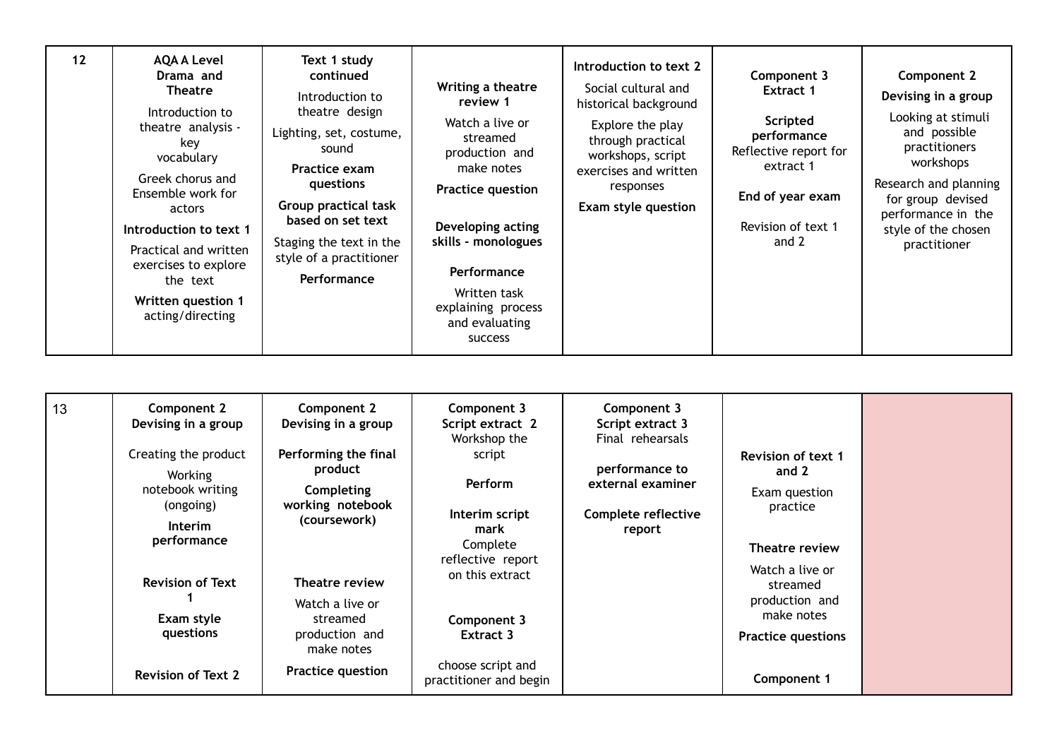| 12 | **AQA A Level Drama and Theatre** Introduction to theatre analysis - key vocabulary Greek chorus and Ensemble work for actors **Introduction to text 1** Practical and written exercises to explore the text **Written question 1** acting/directing | **Text 1 study continued** Introduction to theatre design Lighting, set, costume, sound **Practice exam questions** **Group practical task based on set text** Staging the text in the style of a practitioner **Performance** | **Writing a theatre review 1** Watch a live or streamed production and make notes **Practice question** **Developing acting skills - monologues** **Performance** Written task explaining process and evaluating success | **Introduction to text 2** Social cultural and historical background Explore the play through practical workshops, script exercises and written responses **Exam style question** | **Component 3 Extract 1** **Scripted performance** Reflective report for extract 1 **End of year exam** Revision of text 1 and 2 | **Component 2** **Devising in a group** Looking at stimuli and possible practitioners workshops Research and planning for group devised performance in the style of the chosen practitioner |
|---|---|---|---|---|---|---|

| 13 | **Component 2 Devising in a group** Creating the product Working notebook writing (ongoing) **Interim performance** **Revision of Text 1** **Exam style questions** **Revision of Text 2** | **Component 2 Devising in a group** **Performing the final product** **Completing working notebook (coursework)** **Theatre review** Watch a live or streamed production and make notes **Practice question** | **Component 3 Script extract 2** Workshop the script **Perform** **Interim script mark** Complete reflective report on this extract **Component 3 Extract 3** choose script and practitioner and begin | **Component 3 Script extract 3** Final rehearsals **performance to external examiner** **Complete reflective report** | **Revision of text 1 and 2** Exam question practice **Theatre review** Watch a live or streamed production and make notes **Practice questions** **Component 1** | |
|---|---|---|---|---|---|---|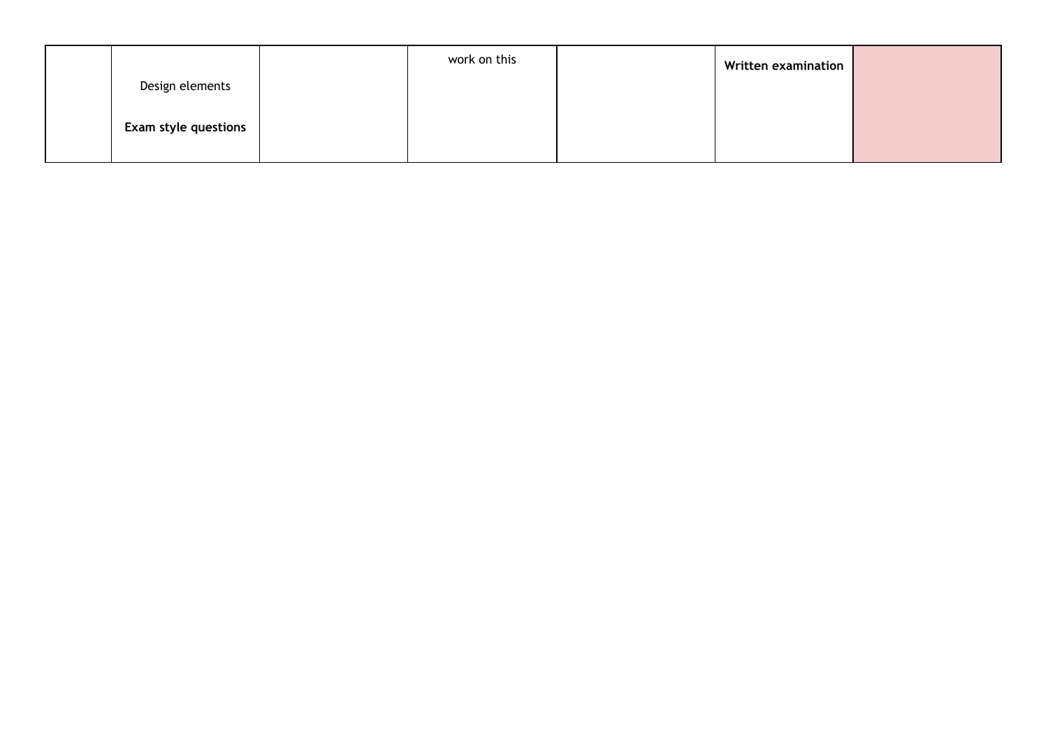| | | | | | | |
|---|---|---|---|---|---|---|
| | Design elements<br><br>**Exam style questions** | | work on this | | **Written examination** | |